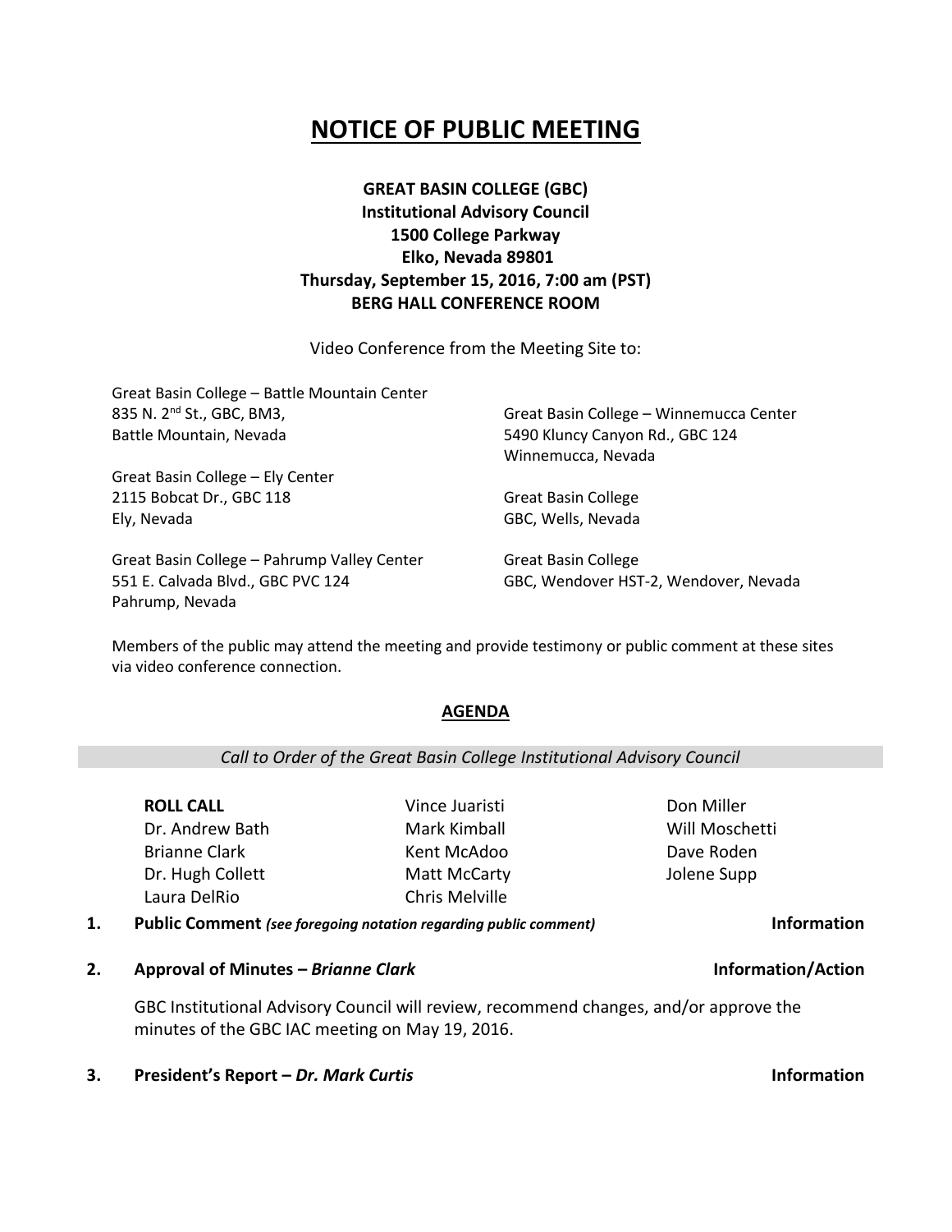# NOTICE OF PUBLIC MEETING

**GREAT BASIN COLLEGE (GBC)**
**Institutional Advisory Council**
**1500 College Parkway**
**Elko, Nevada 89801**
**Thursday, September 15, 2016, 7:00 am (PST)**
**BERG HALL CONFERENCE ROOM**

Video Conference from the Meeting Site to:

Great Basin College – Battle Mountain Center
835 N. 2nd St., GBC, BM3,
Battle Mountain, Nevada

Great Basin College – Ely Center
2115 Bobcat Dr., GBC 118
Ely, Nevada

Great Basin College – Pahrump Valley Center
551 E. Calvada Blvd., GBC PVC 124
Pahrump, Nevada

Great Basin College – Winnemucca Center
5490 Kluncy Canyon Rd., GBC 124
Winnemucca, Nevada

Great Basin College
GBC, Wells, Nevada

Great Basin College
GBC, Wendover HST-2, Wendover, Nevada

Members of the public may attend the meeting and provide testimony or public comment at these sites via video conference connection.

## AGENDA

*Call to Order of the Great Basin College Institutional Advisory Council*

**ROLL CALL**
Dr. Andrew Bath
Brianne Clark
Dr. Hugh Collett
Laura DelRio
Vince Juaristi
Mark Kimball
Kent McAdoo
Matt McCarty
Chris Melville
Don Miller
Will Moschetti
Dave Roden
Jolene Supp

1. **Public Comment** *(see foregoing notation regarding public comment)* — **Information**

2. **Approval of Minutes – *Brianne Clark*** — **Information/Action**

   GBC Institutional Advisory Council will review, recommend changes, and/or approve the minutes of the GBC IAC meeting on May 19, 2016.

3. **President's Report – *Dr. Mark Curtis*** — **Information**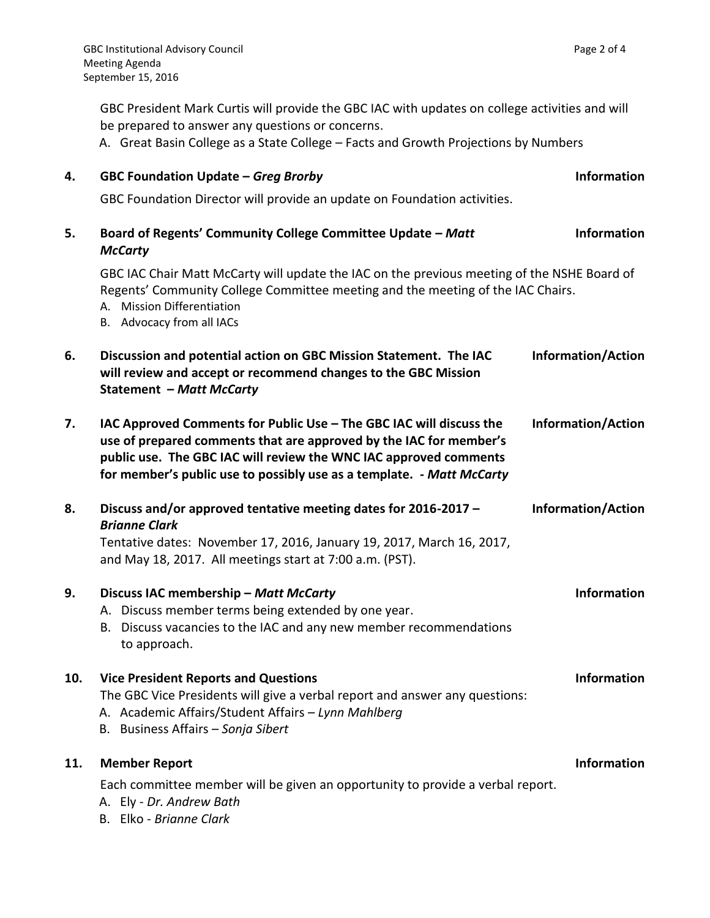GBC President Mark Curtis will provide the GBC IAC with updates on college activities and will be prepared to answer any questions or concerns.

A. Great Basin College as a State College – Facts and Growth Projections by Numbers

**4. GBC Foundation Update – *Greg Brorby*** **Information**

GBC Foundation Director will provide an update on Foundation activities.

**5. Board of Regents' Community College Committee Update – *Matt McCarty*** **Information**

GBC IAC Chair Matt McCarty will update the IAC on the previous meeting of the NSHE Board of Regents' Community College Committee meeting and the meeting of the IAC Chairs.

A. Mission Differentiation
B. Advocacy from all IACs

**6. Discussion and potential action on GBC Mission Statement. The IAC will review and accept or recommend changes to the GBC Mission Statement – *Matt McCarty*** **Information/Action**

**7. IAC Approved Comments for Public Use – The GBC IAC will discuss the use of prepared comments that are approved by the IAC for member's public use. The GBC IAC will review the WNC IAC approved comments for member's public use to possibly use as a template. - *Matt McCarty*** **Information/Action**

**8. Discuss and/or approved tentative meeting dates for 2016-2017 – *Brianne Clark*** **Information/Action**

Tentative dates: November 17, 2016, January 19, 2017, March 16, 2017, and May 18, 2017. All meetings start at 7:00 a.m. (PST).

**9. Discuss IAC membership – *Matt McCarty*** **Information**

A. Discuss member terms being extended by one year.
B. Discuss vacancies to the IAC and any new member recommendations to approach.

**10. Vice President Reports and Questions** **Information**

The GBC Vice Presidents will give a verbal report and answer any questions:

A. Academic Affairs/Student Affairs – *Lynn Mahlberg*
B. Business Affairs – *Sonja Sibert*

**11. Member Report** **Information**

Each committee member will be given an opportunity to provide a verbal report.

A. Ely - *Dr. Andrew Bath*
B. Elko - *Brianne Clark*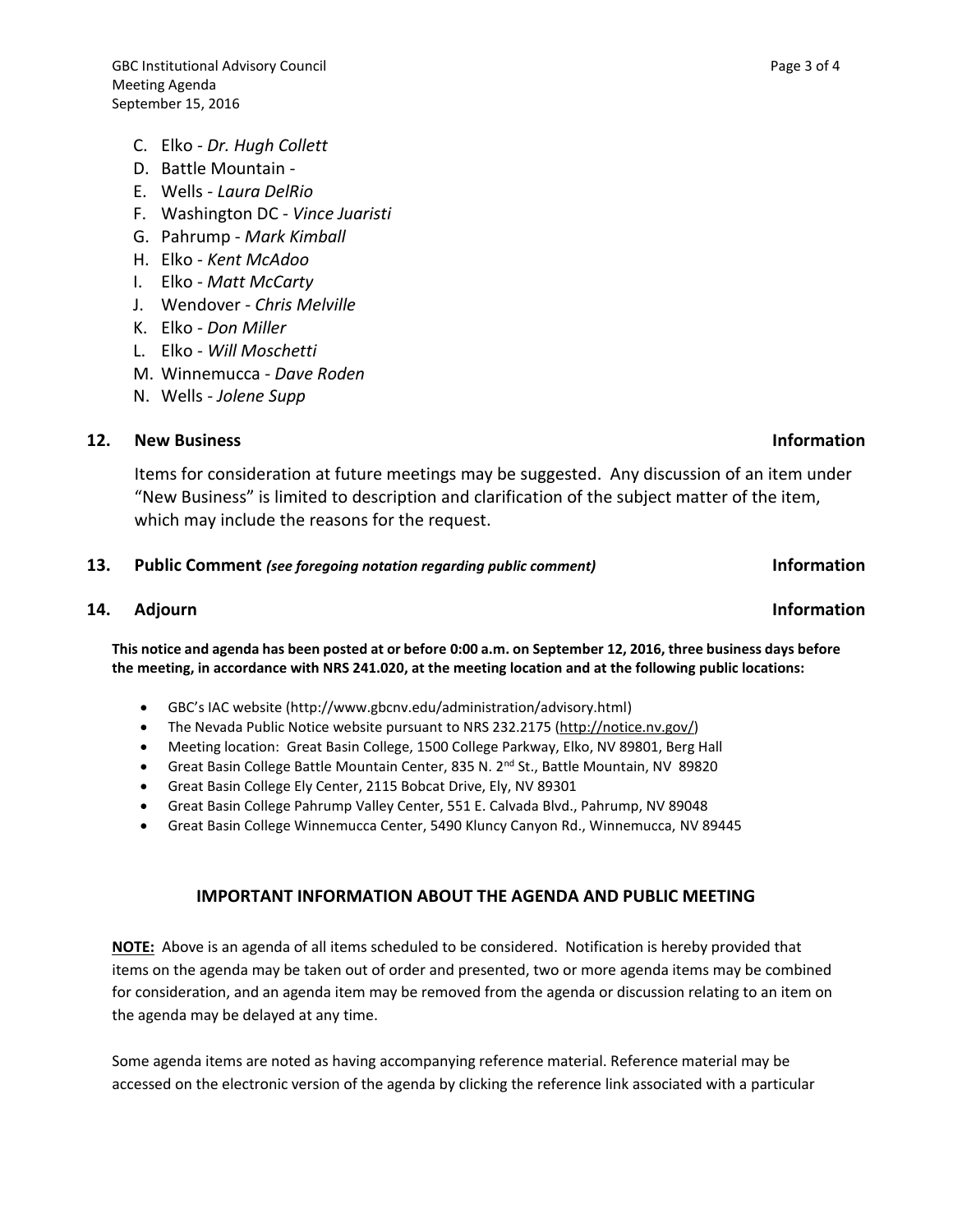C. Elko - *Dr. Hugh Collett*
D. Battle Mountain -
E. Wells - *Laura DelRio*
F. Washington DC - *Vince Juaristi*
G. Pahrump - *Mark Kimball*
H. Elko - *Kent McAdoo*
I. Elko - *Matt McCarty*
J. Wendover - *Chris Melville*
K. Elko - *Don Miller*
L. Elko - *Will Moschetti*
M. Winnemucca - *Dave Roden*
N. Wells - *Jolene Supp*

**12. New Business** **Information**

Items for consideration at future meetings may be suggested. Any discussion of an item under "New Business" is limited to description and clarification of the subject matter of the item, which may include the reasons for the request.

**13. Public Comment** ***(see foregoing notation regarding public comment)*** **Information**

**14. Adjourn** **Information**

**This notice and agenda has been posted at or before 0:00 a.m. on September 12, 2016, three business days before the meeting, in accordance with NRS 241.020, at the meeting location and at the following public locations:**

- GBC's IAC website (http://www.gbcnv.edu/administration/advisory.html)
- The Nevada Public Notice website pursuant to NRS 232.2175 (http://notice.nv.gov/)
- Meeting location: Great Basin College, 1500 College Parkway, Elko, NV 89801, Berg Hall
- Great Basin College Battle Mountain Center, 835 N. 2nd St., Battle Mountain, NV 89820
- Great Basin College Ely Center, 2115 Bobcat Drive, Ely, NV 89301
- Great Basin College Pahrump Valley Center, 551 E. Calvada Blvd., Pahrump, NV 89048
- Great Basin College Winnemucca Center, 5490 Kluncy Canyon Rd., Winnemucca, NV 89445

## IMPORTANT INFORMATION ABOUT THE AGENDA AND PUBLIC MEETING

**NOTE:** Above is an agenda of all items scheduled to be considered. Notification is hereby provided that items on the agenda may be taken out of order and presented, two or more agenda items may be combined for consideration, and an agenda item may be removed from the agenda or discussion relating to an item on the agenda may be delayed at any time.

Some agenda items are noted as having accompanying reference material. Reference material may be accessed on the electronic version of the agenda by clicking the reference link associated with a particular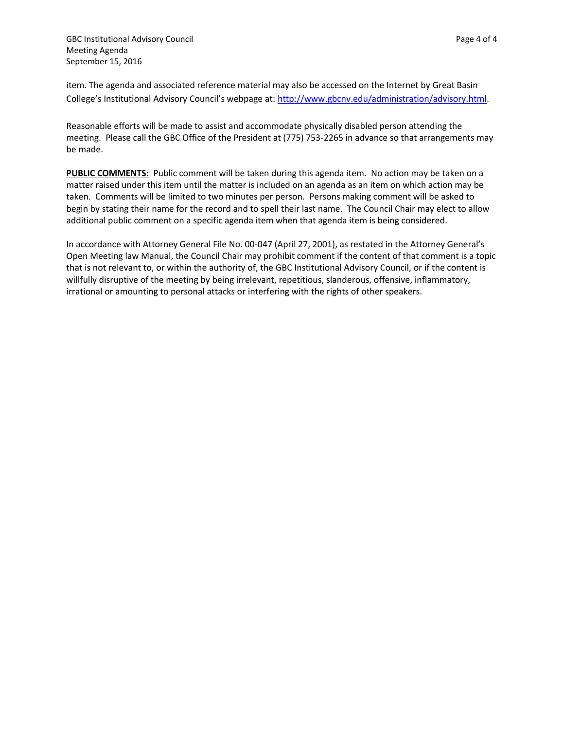item. The agenda and associated reference material may also be accessed on the Internet by Great Basin College's Institutional Advisory Council's webpage at: [http://www.gbcnv.edu/administration/advisory.html](http://www.gbcnv.edu/administration/advisory.html).

Reasonable efforts will be made to assist and accommodate physically disabled person attending the meeting. Please call the GBC Office of the President at (775) 753-2265 in advance so that arrangements may be made.

**PUBLIC COMMENTS:** Public comment will be taken during this agenda item. No action may be taken on a matter raised under this item until the matter is included on an agenda as an item on which action may be taken. Comments will be limited to two minutes per person. Persons making comment will be asked to begin by stating their name for the record and to spell their last name. The Council Chair may elect to allow additional public comment on a specific agenda item when that agenda item is being considered.

In accordance with Attorney General File No. 00-047 (April 27, 2001), as restated in the Attorney General's Open Meeting law Manual, the Council Chair may prohibit comment if the content of that comment is a topic that is not relevant to, or within the authority of, the GBC Institutional Advisory Council, or if the content is willfully disruptive of the meeting by being irrelevant, repetitious, slanderous, offensive, inflammatory, irrational or amounting to personal attacks or interfering with the rights of other speakers.